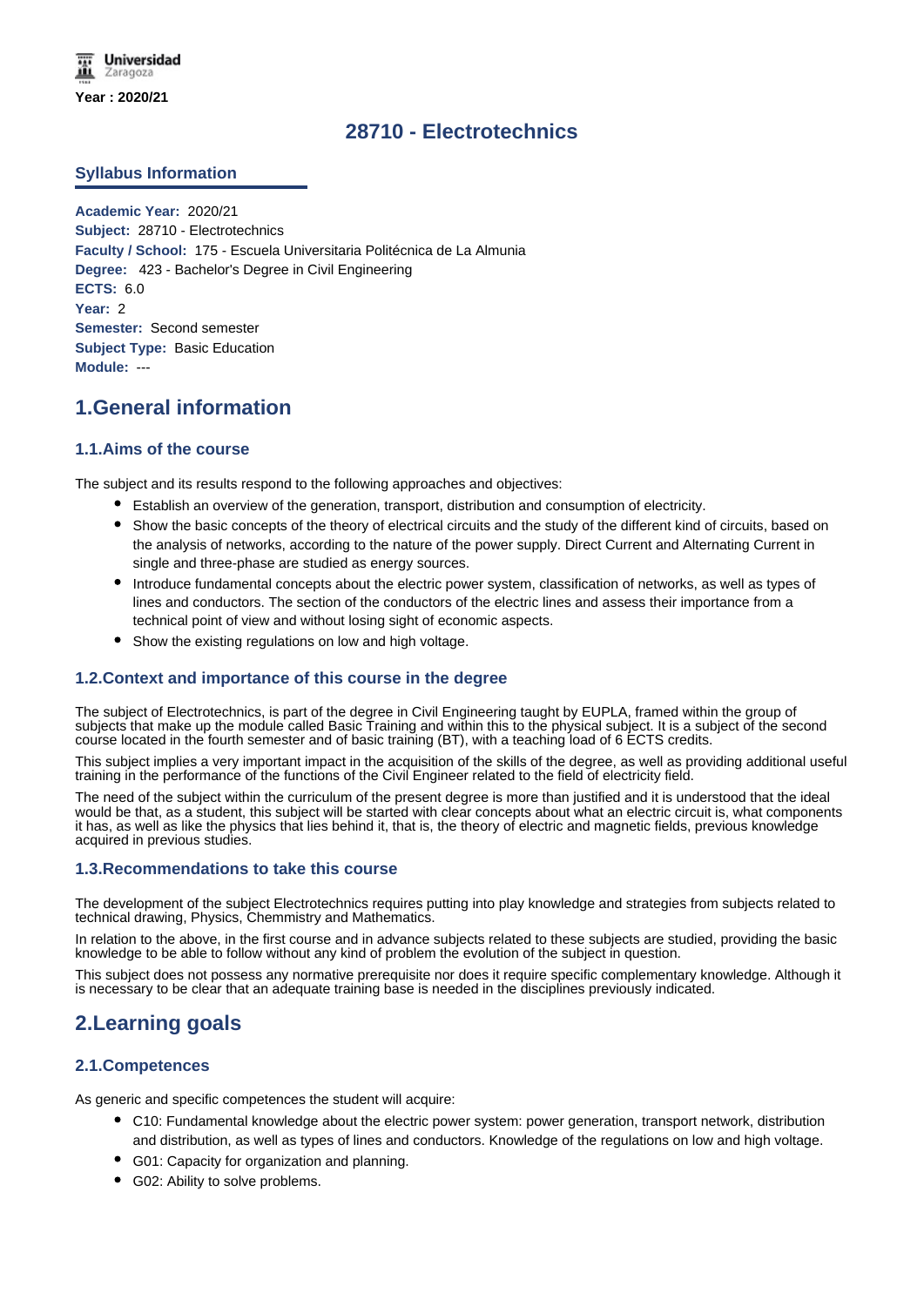Year : 2020/21

# 28710 - Electrotechnics

## Syllabus Information

**Academic Year:** 2020/21
**Subject:** 28710 - Electrotechnics
**Faculty / School:** 175 - Escuela Universitaria Politécnica de La Almunia
**Degree:** 423 - Bachelor's Degree in Civil Engineering
**ECTS:** 6.0
**Year:** 2
**Semester:** Second semester
**Subject Type:** Basic Education
**Module:** ---

# 1.General information

## 1.1.Aims of the course

The subject and its results respond to the following approaches and objectives:

- Establish an overview of the generation, transport, distribution and consumption of electricity.
- Show the basic concepts of the theory of electrical circuits and the study of the different kind of circuits, based on the analysis of networks, according to the nature of the power supply. Direct Current and Alternating Current in single and three-phase are studied as energy sources.
- Introduce fundamental concepts about the electric power system, classification of networks, as well as types of lines and conductors. The section of the conductors of the electric lines and assess their importance from a technical point of view and without losing sight of economic aspects.
- Show the existing regulations on low and high voltage.

## 1.2.Context and importance of this course in the degree

The subject of Electrotechnics, is part of the degree in Civil Engineering taught by EUPLA, framed within the group of subjects that make up the module called Basic Training and within this to the physical subject. It is a subject of the second course located in the fourth semester and of basic training (BT), with a teaching load of 6 ECTS credits.

This subject implies a very important impact in the acquisition of the skills of the degree, as well as providing additional useful training in the performance of the functions of the Civil Engineer related to the field of electricity field.

The need of the subject within the curriculum of the present degree is more than justified and it is understood that the ideal would be that, as a student, this subject will be started with clear concepts about what an electric circuit is, what components it has, as well as like the physics that lies behind it, that is, the theory of electric and magnetic fields, previous knowledge acquired in previous studies.

## 1.3.Recommendations to take this course

The development of the subject Electrotechnics requires putting into play knowledge and strategies from subjects related to technical drawing, Physics, Chemmistry and Mathematics.

In relation to the above, in the first course and in advance subjects related to these subjects are studied, providing the basic knowledge to be able to follow without any kind of problem the evolution of the subject in question.

This subject does not possess any normative prerequisite nor does it require specific complementary knowledge. Although it is necessary to be clear that an adequate training base is needed in the disciplines previously indicated.

# 2.Learning goals

## 2.1.Competences

As generic and specific competences the student will acquire:

- C10: Fundamental knowledge about the electric power system: power generation, transport network, distribution and distribution, as well as types of lines and conductors. Knowledge of the regulations on low and high voltage.
- G01: Capacity for organization and planning.
- G02: Ability to solve problems.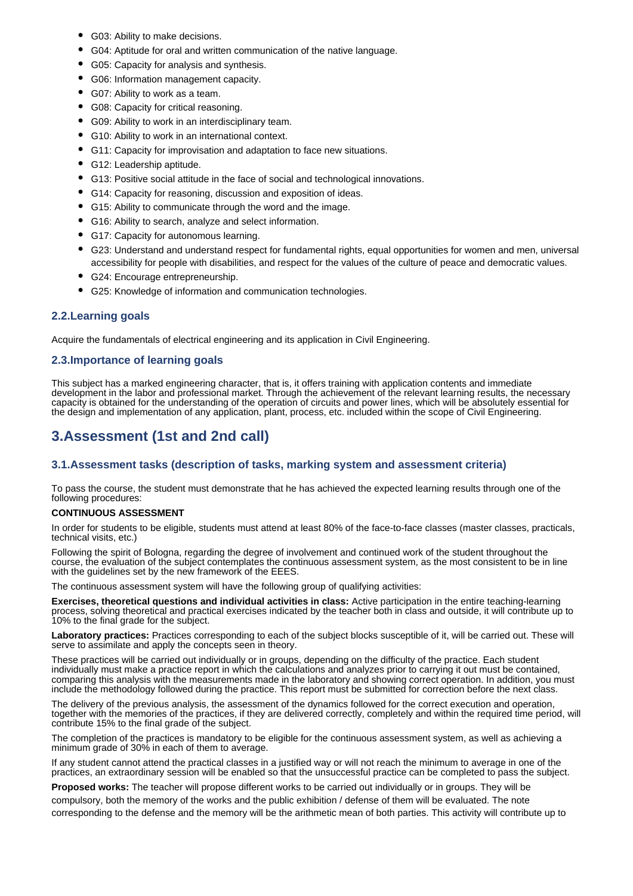- G03: Ability to make decisions.
- G04: Aptitude for oral and written communication of the native language.
- G05: Capacity for analysis and synthesis.
- G06: Information management capacity.
- G07: Ability to work as a team.
- G08: Capacity for critical reasoning.
- G09: Ability to work in an interdisciplinary team.
- G10: Ability to work in an international context.
- G11: Capacity for improvisation and adaptation to face new situations.
- G12: Leadership aptitude.
- G13: Positive social attitude in the face of social and technological innovations.
- G14: Capacity for reasoning, discussion and exposition of ideas.
- G15: Ability to communicate through the word and the image.
- G16: Ability to search, analyze and select information.
- G17: Capacity for autonomous learning.
- G23: Understand and understand respect for fundamental rights, equal opportunities for women and men, universal accessibility for people with disabilities, and respect for the values of the culture of peace and democratic values.
- G24: Encourage entrepreneurship.
- G25: Knowledge of information and communication technologies.

### 2.2.Learning goals

Acquire the fundamentals of electrical engineering and its application in Civil Engineering.

### 2.3.Importance of learning goals

This subject has a marked engineering character, that is, it offers training with application contents and immediate development in the labor and professional market. Through the achievement of the relevant learning results, the necessary capacity is obtained for the understanding of the operation of circuits and power lines, which will be absolutely essential for the design and implementation of any application, plant, process, etc. included within the scope of Civil Engineering.

## 3.Assessment (1st and 2nd call)

### 3.1.Assessment tasks (description of tasks, marking system and assessment criteria)

To pass the course, the student must demonstrate that he has achieved the expected learning results through one of the following procedures:

**CONTINUOUS ASSESSMENT**

In order for students to be eligible, students must attend at least 80% of the face-to-face classes (master classes, practicals, technical visits, etc.)

Following the spirit of Bologna, regarding the degree of involvement and continued work of the student throughout the course, the evaluation of the subject contemplates the continuous assessment system, as the most consistent to be in line with the guidelines set by the new framework of the EEES.

The continuous assessment system will have the following group of qualifying activities:

**Exercises, theoretical questions and individual activities in class:** Active participation in the entire teaching-learning process, solving theoretical and practical exercises indicated by the teacher both in class and outside, it will contribute up to 10% to the final grade for the subject.

**Laboratory practices:** Practices corresponding to each of the subject blocks susceptible of it, will be carried out. These will serve to assimilate and apply the concepts seen in theory.

These practices will be carried out individually or in groups, depending on the difficulty of the practice. Each student individually must make a practice report in which the calculations and analyzes prior to carrying it out must be contained, comparing this analysis with the measurements made in the laboratory and showing correct operation. In addition, you must include the methodology followed during the practice. This report must be submitted for correction before the next class.

The delivery of the previous analysis, the assessment of the dynamics followed for the correct execution and operation, together with the memories of the practices, if they are delivered correctly, completely and within the required time period, will contribute 15% to the final grade of the subject.

The completion of the practices is mandatory to be eligible for the continuous assessment system, as well as achieving a minimum grade of 30% in each of them to average.

If any student cannot attend the practical classes in a justified way or will not reach the minimum to average in one of the practices, an extraordinary session will be enabled so that the unsuccessful practice can be completed to pass the subject.

**Proposed works:** The teacher will propose different works to be carried out individually or in groups. They will be compulsory, both the memory of the works and the public exhibition / defense of them will be evaluated. The note corresponding to the defense and the memory will be the arithmetic mean of both parties. This activity will contribute up to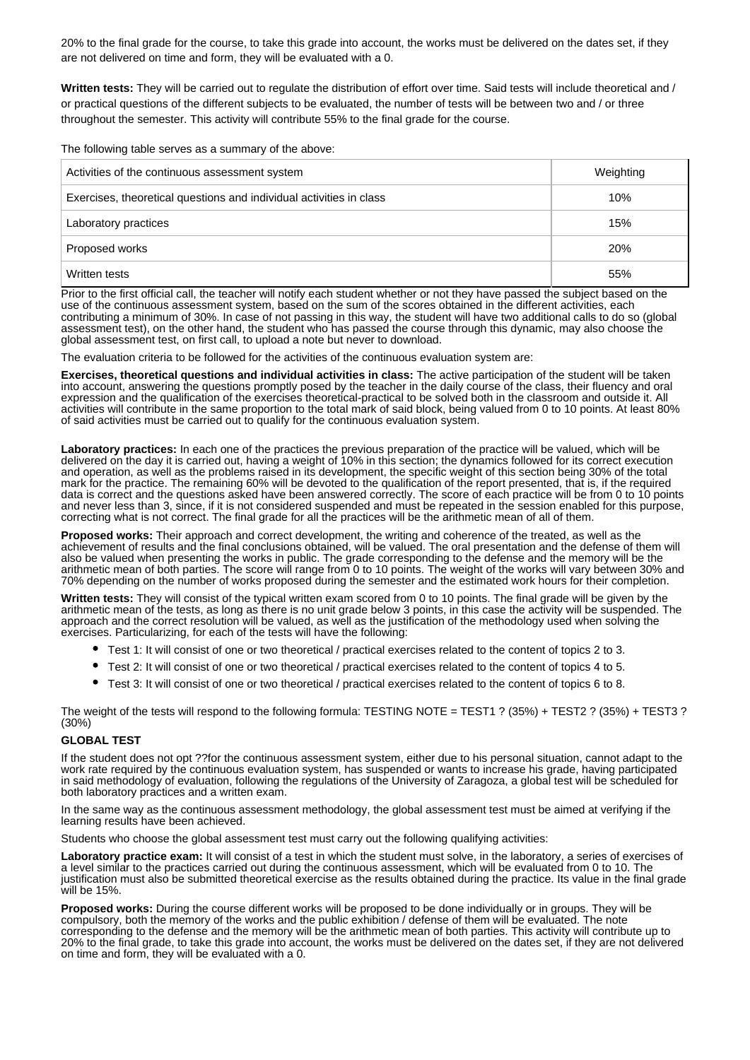20% to the final grade for the course, to take this grade into account, the works must be delivered on the dates set, if they are not delivered on time and form, they will be evaluated with a 0.

**Written tests:** They will be carried out to regulate the distribution of effort over time. Said tests will include theoretical and / or practical questions of the different subjects to be evaluated, the number of tests will be between two and / or three throughout the semester. This activity will contribute 55% to the final grade for the course.

The following table serves as a summary of the above:

| Activities of the continuous assessment system | Weighting |
|---|---|
| Exercises, theoretical questions and individual activities in class | 10% |
| Laboratory practices | 15% |
| Proposed works | 20% |
| Written tests | 55% |

Prior to the first official call, the teacher will notify each student whether or not they have passed the subject based on the use of the continuous assessment system, based on the sum of the scores obtained in the different activities, each contributing a minimum of 30%. In case of not passing in this way, the student will have two additional calls to do so (global assessment test), on the other hand, the student who has passed the course through this dynamic, may also choose the global assessment test, on first call, to upload a note but never to download.

The evaluation criteria to be followed for the activities of the continuous evaluation system are:

**Exercises, theoretical questions and individual activities in class:** The active participation of the student will be taken into account, answering the questions promptly posed by the teacher in the daily course of the class, their fluency and oral expression and the qualification of the exercises theoretical-practical to be solved both in the classroom and outside it. All activities will contribute in the same proportion to the total mark of said block, being valued from 0 to 10 points. At least 80% of said activities must be carried out to qualify for the continuous evaluation system.

**Laboratory practices:** In each one of the practices the previous preparation of the practice will be valued, which will be delivered on the day it is carried out, having a weight of 10% in this section; the dynamics followed for its correct execution and operation, as well as the problems raised in its development, the specific weight of this section being 30% of the total mark for the practice. The remaining 60% will be devoted to the qualification of the report presented, that is, if the required data is correct and the questions asked have been answered correctly. The score of each practice will be from 0 to 10 points and never less than 3, since, if it is not considered suspended and must be repeated in the session enabled for this purpose, correcting what is not correct. The final grade for all the practices will be the arithmetic mean of all of them.

**Proposed works:** Their approach and correct development, the writing and coherence of the treated, as well as the achievement of results and the final conclusions obtained, will be valued. The oral presentation and the defense of them will also be valued when presenting the works in public. The grade corresponding to the defense and the memory will be the arithmetic mean of both parties. The score will range from 0 to 10 points. The weight of the works will vary between 30% and 70% depending on the number of works proposed during the semester and the estimated work hours for their completion.

**Written tests:** They will consist of the typical written exam scored from 0 to 10 points. The final grade will be given by the arithmetic mean of the tests, as long as there is no unit grade below 3 points, in this case the activity will be suspended. The approach and the correct resolution will be valued, as well as the justification of the methodology used when solving the exercises. Particularizing, for each of the tests will have the following:

- Test 1: It will consist of one or two theoretical / practical exercises related to the content of topics 2 to 3.
- Test 2: It will consist of one or two theoretical / practical exercises related to the content of topics 4 to 5.
- Test 3: It will consist of one or two theoretical / practical exercises related to the content of topics 6 to 8.

The weight of the tests will respond to the following formula: TESTING NOTE = TEST1 ? (35%) + TEST2 ? (35%) + TEST3 ? (30%)

**GLOBAL TEST**

If the student does not opt ??for the continuous assessment system, either due to his personal situation, cannot adapt to the work rate required by the continuous evaluation system, has suspended or wants to increase his grade, having participated in said methodology of evaluation, following the regulations of the University of Zaragoza, a global test will be scheduled for both laboratory practices and a written exam.

In the same way as the continuous assessment methodology, the global assessment test must be aimed at verifying if the learning results have been achieved.

Students who choose the global assessment test must carry out the following qualifying activities:

**Laboratory practice exam:** It will consist of a test in which the student must solve, in the laboratory, a series of exercises of a level similar to the practices carried out during the continuous assessment, which will be evaluated from 0 to 10. The justification must also be submitted theoretical exercise as the results obtained during the practice. Its value in the final grade will be 15%.

**Proposed works:** During the course different works will be proposed to be done individually or in groups. They will be compulsory, both the memory of the works and the public exhibition / defense of them will be evaluated. The note corresponding to the defense and the memory will be the arithmetic mean of both parties. This activity will contribute up to 20% to the final grade, to take this grade into account, the works must be delivered on the dates set, if they are not delivered on time and form, they will be evaluated with a 0.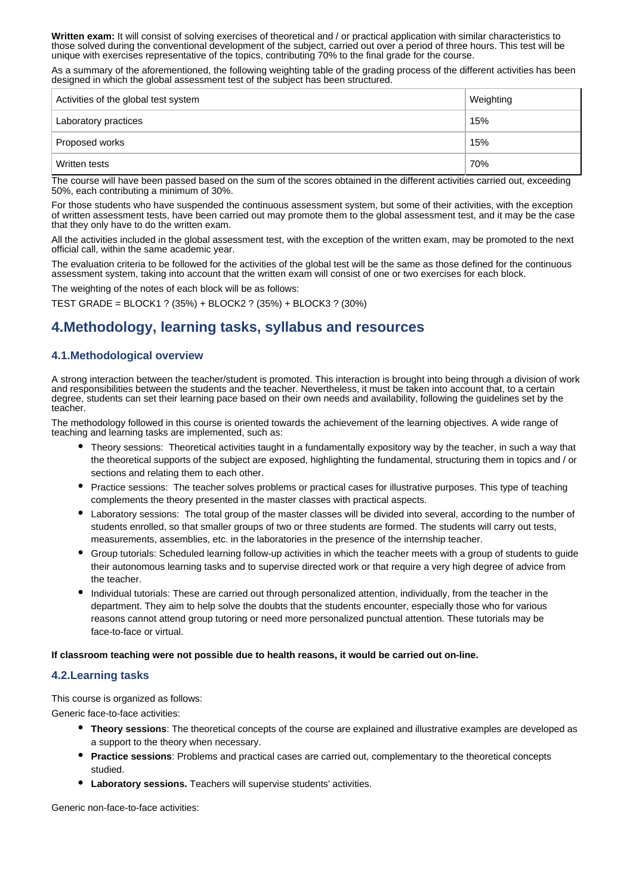**Written exam:** It will consist of solving exercises of theoretical and / or practical application with similar characteristics to those solved during the conventional development of the subject, carried out over a period of three hours. This test will be unique with exercises representative of the topics, contributing 70% to the final grade for the course.

As a summary of the aforementioned, the following weighting table of the grading process of the different activities has been designed in which the global assessment test of the subject has been structured.

| Activities of the global test system | Weighting |
|---|---|
| Laboratory practices | 15% |
| Proposed works | 15% |
| Written tests | 70% |

The course will have been passed based on the sum of the scores obtained in the different activities carried out, exceeding 50%, each contributing a minimum of 30%.

For those students who have suspended the continuous assessment system, but some of their activities, with the exception of written assessment tests, have been carried out may promote them to the global assessment test, and it may be the case that they only have to do the written exam.

All the activities included in the global assessment test, with the exception of the written exam, may be promoted to the next official call, within the same academic year.

The evaluation criteria to be followed for the activities of the global test will be the same as those defined for the continuous assessment system, taking into account that the written exam will consist of one or two exercises for each block.

The weighting of the notes of each block will be as follows:

TEST GRADE = BLOCK1 ? (35%) + BLOCK2 ? (35%) + BLOCK3 ? (30%)

## 4.Methodology, learning tasks, syllabus and resources

### 4.1.Methodological overview

A strong interaction between the teacher/student is promoted. This interaction is brought into being through a division of work and responsibilities between the students and the teacher. Nevertheless, it must be taken into account that, to a certain degree, students can set their learning pace based on their own needs and availability, following the guidelines set by the teacher.

The methodology followed in this course is oriented towards the achievement of the learning objectives. A wide range of teaching and learning tasks are implemented, such as:

- Theory sessions: Theoretical activities taught in a fundamentally expository way by the teacher, in such a way that the theoretical supports of the subject are exposed, highlighting the fundamental, structuring them in topics and / or sections and relating them to each other.
- Practice sessions: The teacher solves problems or practical cases for illustrative purposes. This type of teaching complements the theory presented in the master classes with practical aspects.
- Laboratory sessions: The total group of the master classes will be divided into several, according to the number of students enrolled, so that smaller groups of two or three students are formed. The students will carry out tests, measurements, assemblies, etc. in the laboratories in the presence of the internship teacher.
- Group tutorials: Scheduled learning follow-up activities in which the teacher meets with a group of students to guide their autonomous learning tasks and to supervise directed work or that require a very high degree of advice from the teacher.
- Individual tutorials: These are carried out through personalized attention, individually, from the teacher in the department. They aim to help solve the doubts that the students encounter, especially those who for various reasons cannot attend group tutoring or need more personalized punctual attention. These tutorials may be face-to-face or virtual.

**If classroom teaching were not possible due to health reasons, it would be carried out on-line.**

### 4.2.Learning tasks

This course is organized as follows:

Generic face-to-face activities:

- **Theory sessions**: The theoretical concepts of the course are explained and illustrative examples are developed as a support to the theory when necessary.
- **Practice sessions**: Problems and practical cases are carried out, complementary to the theoretical concepts studied.
- **Laboratory sessions.** Teachers will supervise students' activities.

Generic non-face-to-face activities: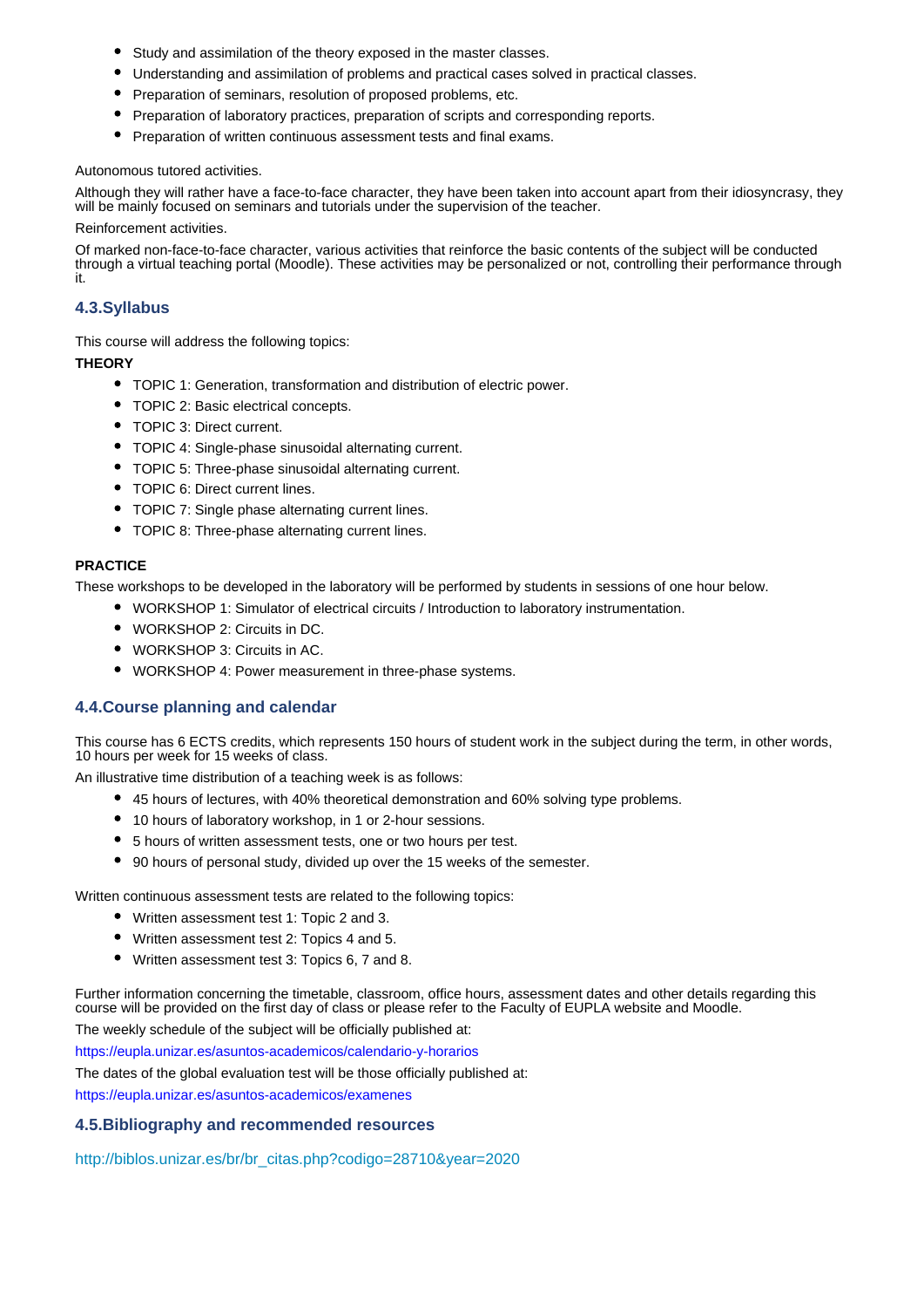- Study and assimilation of the theory exposed in the master classes.
- Understanding and assimilation of problems and practical cases solved in practical classes.
- Preparation of seminars, resolution of proposed problems, etc.
- Preparation of laboratory practices, preparation of scripts and corresponding reports.
- Preparation of written continuous assessment tests and final exams.

Autonomous tutored activities.

Although they will rather have a face-to-face character, they have been taken into account apart from their idiosyncrasy, they will be mainly focused on seminars and tutorials under the supervision of the teacher.

Reinforcement activities.

Of marked non-face-to-face character, various activities that reinforce the basic contents of the subject will be conducted through a virtual teaching portal (Moodle). These activities may be personalized or not, controlling their performance through it.

## 4.3.Syllabus

This course will address the following topics:

**THEORY**

- TOPIC 1: Generation, transformation and distribution of electric power.
- TOPIC 2: Basic electrical concepts.
- TOPIC 3: Direct current.
- TOPIC 4: Single-phase sinusoidal alternating current.
- TOPIC 5: Three-phase sinusoidal alternating current.
- TOPIC 6: Direct current lines.
- TOPIC 7: Single phase alternating current lines.
- TOPIC 8: Three-phase alternating current lines.

**PRACTICE**

These workshops to be developed in the laboratory will be performed by students in sessions of one hour below.

- WORKSHOP 1: Simulator of electrical circuits / Introduction to laboratory instrumentation.
- WORKSHOP 2: Circuits in DC.
- WORKSHOP 3: Circuits in AC.
- WORKSHOP 4: Power measurement in three-phase systems.

## 4.4.Course planning and calendar

This course has 6 ECTS credits, which represents 150 hours of student work in the subject during the term, in other words, 10 hours per week for 15 weeks of class.

An illustrative time distribution of a teaching week is as follows:

- 45 hours of lectures, with 40% theoretical demonstration and 60% solving type problems.
- 10 hours of laboratory workshop, in 1 or 2-hour sessions.
- 5 hours of written assessment tests, one or two hours per test.
- 90 hours of personal study, divided up over the 15 weeks of the semester.

Written continuous assessment tests are related to the following topics:

- Written assessment test 1: Topic 2 and 3.
- Written assessment test 2: Topics 4 and 5.
- Written assessment test 3: Topics 6, 7 and 8.

Further information concerning the timetable, classroom, office hours, assessment dates and other details regarding this course will be provided on the first day of class or please refer to the Faculty of EUPLA website and Moodle.

The weekly schedule of the subject will be officially published at:

https://eupla.unizar.es/asuntos-academicos/calendario-y-horarios

The dates of the global evaluation test will be those officially published at:

https://eupla.unizar.es/asuntos-academicos/examenes

## 4.5.Bibliography and recommended resources

http://biblos.unizar.es/br/br_citas.php?codigo=28710&year=2020